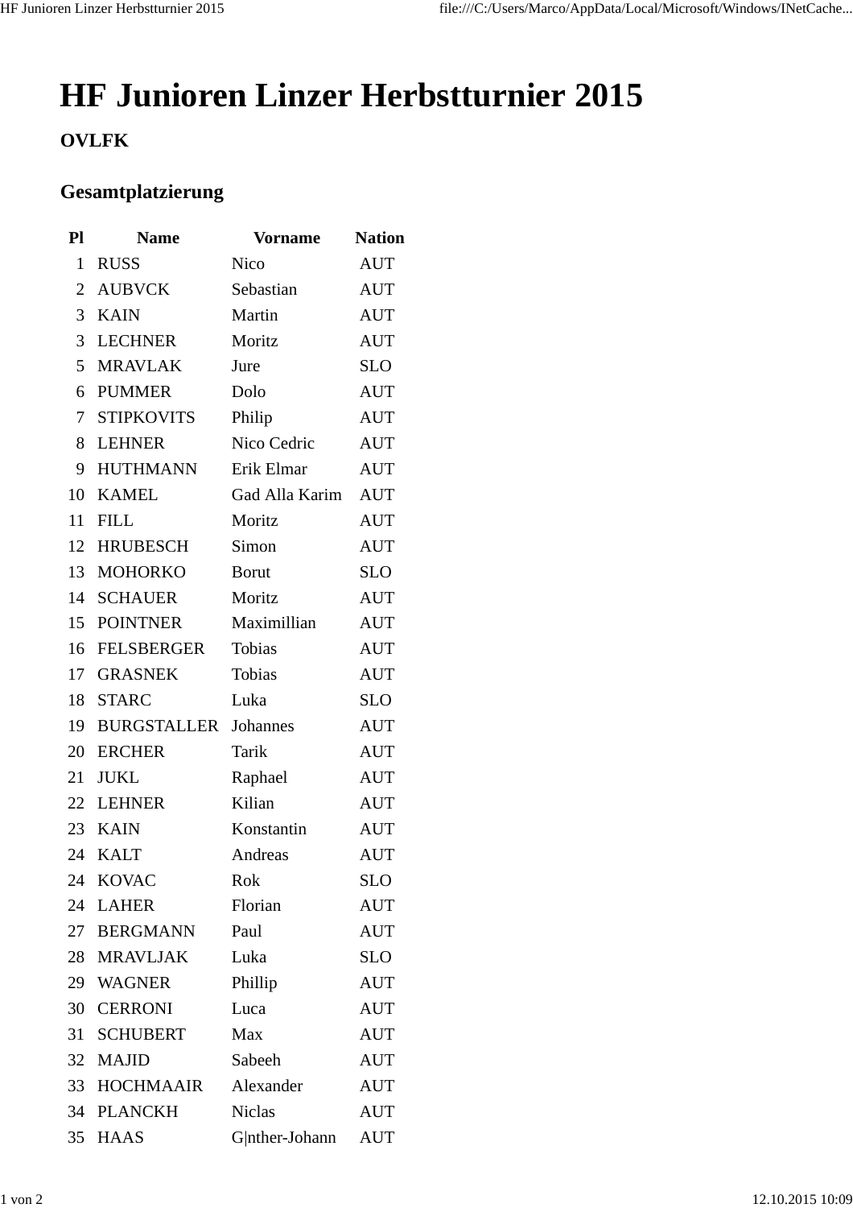# HF Junioren Linzer Herbstturnier 2015

### OVLFK

## Gesamtplatzierung

| Pl | Name | Vorname | Nation |
|---|---|---|---|
| 1 | RUSS | Nico | AUT |
| 2 | AUBVCK | Sebastian | AUT |
| 3 | KAIN | Martin | AUT |
| 3 | LECHNER | Moritz | AUT |
| 5 | MRAVLAK | Jure | SLO |
| 6 | PUMMER | Dolo | AUT |
| 7 | STIPKOVITS | Philip | AUT |
| 8 | LEHNER | Nico Cedric | AUT |
| 9 | HUTHMANN | Erik Elmar | AUT |
| 10 | KAMEL | Gad Alla Karim | AUT |
| 11 | FILL | Moritz | AUT |
| 12 | HRUBESCH | Simon | AUT |
| 13 | MOHORKO | Borut | SLO |
| 14 | SCHAUER | Moritz | AUT |
| 15 | POINTNER | Maximillian | AUT |
| 16 | FELSBERGER | Tobias | AUT |
| 17 | GRASNEK | Tobias | AUT |
| 18 | STARC | Luka | SLO |
| 19 | BURGSTALLER | Johannes | AUT |
| 20 | ERCHER | Tarik | AUT |
| 21 | JUKL | Raphael | AUT |
| 22 | LEHNER | Kilian | AUT |
| 23 | KAIN | Konstantin | AUT |
| 24 | KALT | Andreas | AUT |
| 24 | KOVAC | Rok | SLO |
| 24 | LAHER | Florian | AUT |
| 27 | BERGMANN | Paul | AUT |
| 28 | MRAVLJAK | Luka | SLO |
| 29 | WAGNER | Phillip | AUT |
| 30 | CERRONI | Luca | AUT |
| 31 | SCHUBERT | Max | AUT |
| 32 | MAJID | Sabeeh | AUT |
| 33 | HOCHMAAIR | Alexander | AUT |
| 34 | PLANCKH | Niclas | AUT |
| 35 | HAAS | G|nther-Johann | AUT |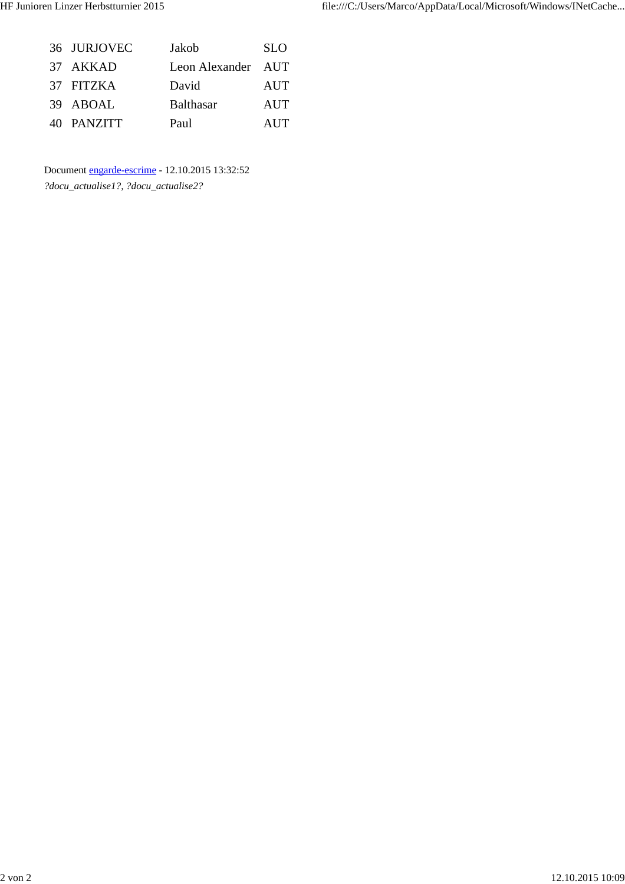| | | | |
|---|---|---|---|
| 36 | JURJOVEC | Jakob | SLO |
| 37 | AKKAD | Leon Alexander | AUT |
| 37 | FITZKA | David | AUT |
| 39 | ABOAL | Balthasar | AUT |
| 40 | PANZITT | Paul | AUT |

Document engarde-escrime - 12.10.2015 13:32:52

*?docu_actualise1?, ?docu_actualise2?*